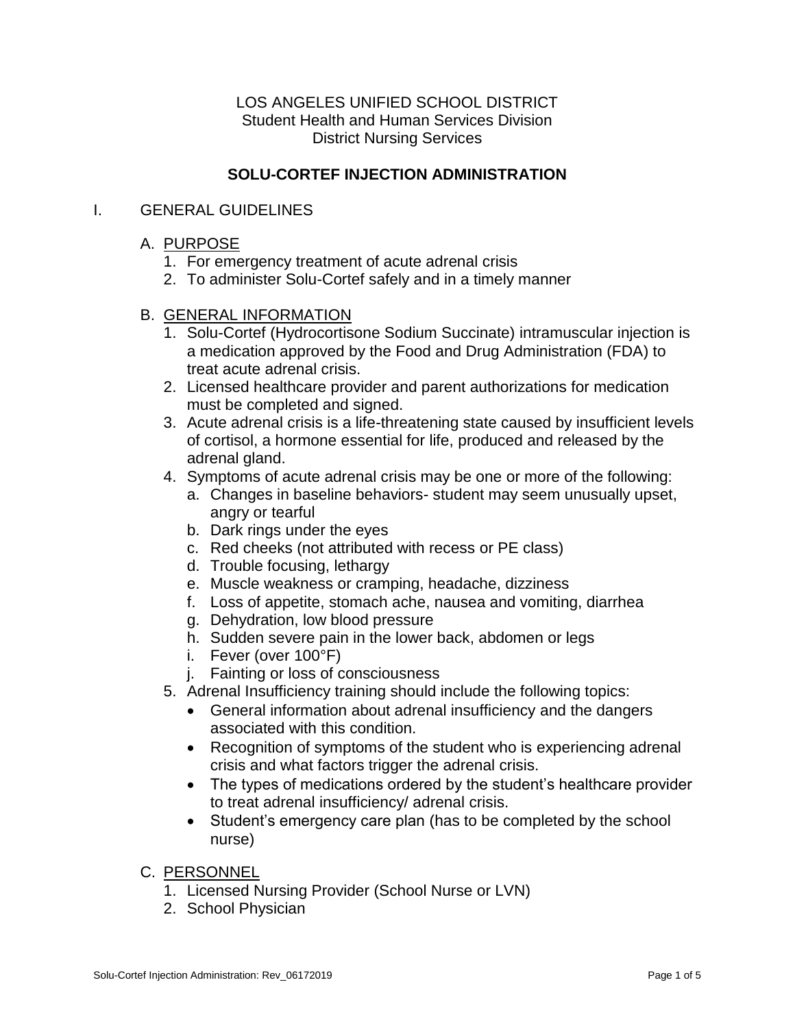LOS ANGELES UNIFIED SCHOOL DISTRICT
Student Health and Human Services Division
District Nursing Services

# SOLU-CORTEF INJECTION ADMINISTRATION

## I. GENERAL GUIDELINES

### A. PURPOSE

1. For emergency treatment of acute adrenal crisis
2. To administer Solu-Cortef safely and in a timely manner

### B. GENERAL INFORMATION

1. Solu-Cortef (Hydrocortisone Sodium Succinate) intramuscular injection is a medication approved by the Food and Drug Administration (FDA) to treat acute adrenal crisis.
2. Licensed healthcare provider and parent authorizations for medication must be completed and signed.
3. Acute adrenal crisis is a life-threatening state caused by insufficient levels of cortisol, a hormone essential for life, produced and released by the adrenal gland.
4. Symptoms of acute adrenal crisis may be one or more of the following:
   a. Changes in baseline behaviors- student may seem unusually upset, angry or tearful
   b. Dark rings under the eyes
   c. Red cheeks (not attributed with recess or PE class)
   d. Trouble focusing, lethargy
   e. Muscle weakness or cramping, headache, dizziness
   f. Loss of appetite, stomach ache, nausea and vomiting, diarrhea
   g. Dehydration, low blood pressure
   h. Sudden severe pain in the lower back, abdomen or legs
   i. Fever (over 100°F)
   j. Fainting or loss of consciousness
5. Adrenal Insufficiency training should include the following topics:
   - General information about adrenal insufficiency and the dangers associated with this condition.
   - Recognition of symptoms of the student who is experiencing adrenal crisis and what factors trigger the adrenal crisis.
   - The types of medications ordered by the student's healthcare provider to treat adrenal insufficiency/ adrenal crisis.
   - Student's emergency care plan (has to be completed by the school nurse)

### C. PERSONNEL

1. Licensed Nursing Provider (School Nurse or LVN)
2. School Physician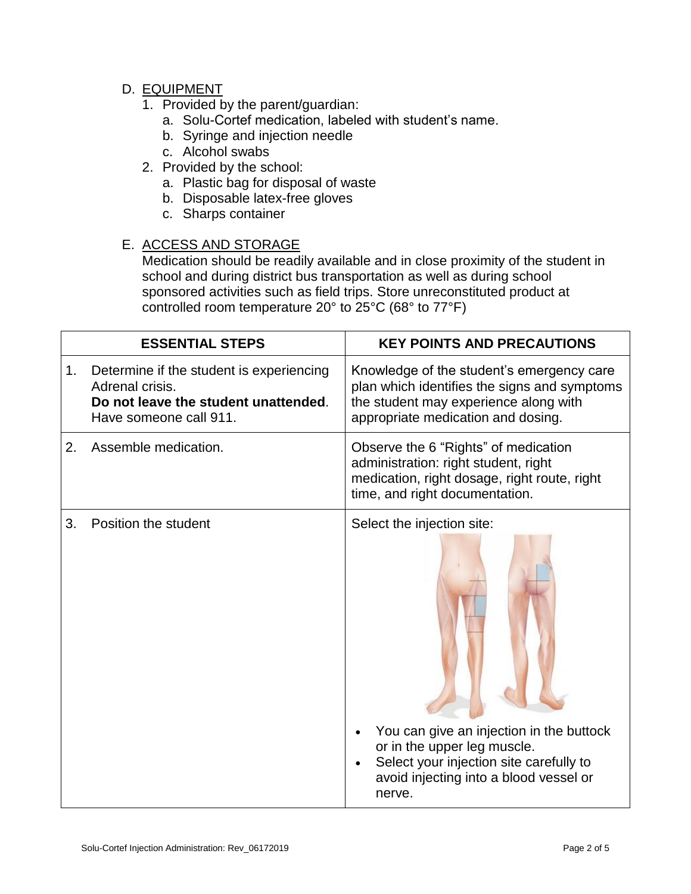D. <u>EQUIPMENT</u>

1. Provided by the parent/guardian:
   a. Solu-Cortef medication, labeled with student's name.
   b. Syringe and injection needle
   c. Alcohol swabs
2. Provided by the school:
   a. Plastic bag for disposal of waste
   b. Disposable latex-free gloves
   c. Sharps container

E. <u>ACCESS AND STORAGE</u>

Medication should be readily available and in close proximity of the student in school and during district bus transportation as well as during school sponsored activities such as field trips. Store unreconstituted product at controlled room temperature 20° to 25°C (68° to 77°F)

| ESSENTIAL STEPS | KEY POINTS AND PRECAUTIONS |
|---|---|
| 1. Determine if the student is experiencing Adrenal crisis. **Do not leave the student unattended**. Have someone call 911. | Knowledge of the student's emergency care plan which identifies the signs and symptoms the student may experience along with appropriate medication and dosing. |
| 2. Assemble medication. | Observe the 6 "Rights" of medication administration: right student, right medication, right dosage, right route, right time, and right documentation. |
| 3. Position the student | Select the injection site: • You can give an injection in the buttock or in the upper leg muscle. • Select your injection site carefully to avoid injecting into a blood vessel or nerve. |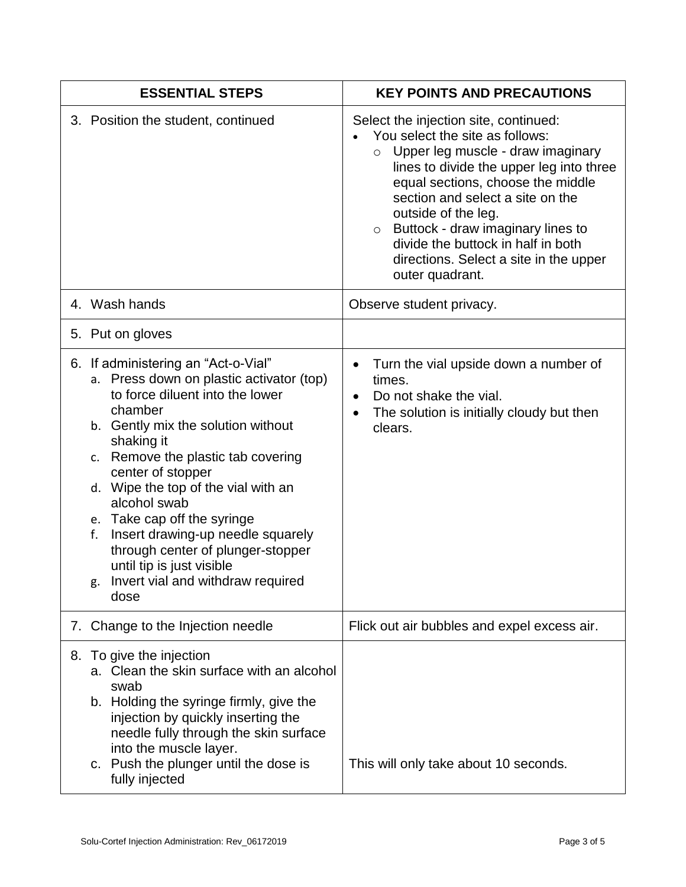| ESSENTIAL STEPS | KEY POINTS AND PRECAUTIONS |
|---|---|
| 3. Position the student, continued | Select the injection site, continued:<br>• You select the site as follows:<br>&nbsp;&nbsp;o Upper leg muscle - draw imaginary lines to divide the upper leg into three equal sections, choose the middle section and select a site on the outside of the leg.<br>&nbsp;&nbsp;o Buttock - draw imaginary lines to divide the buttock in half in both directions. Select a site in the upper outer quadrant. |
| 4. Wash hands | Observe student privacy. |
| 5. Put on gloves | |
| 6. If administering an "Act-o-Vial"<br>a. Press down on plastic activator (top) to force diluent into the lower chamber<br>b. Gently mix the solution without shaking it<br>c. Remove the plastic tab covering center of stopper<br>d. Wipe the top of the vial with an alcohol swab<br>e. Take cap off the syringe<br>f. Insert drawing-up needle squarely through center of plunger-stopper until tip is just visible<br>g. Invert vial and withdraw required dose | • Turn the vial upside down a number of times.<br>• Do not shake the vial.<br>• The solution is initially cloudy but then clears. |
| 7. Change to the Injection needle | Flick out air bubbles and expel excess air. |
| 8. To give the injection<br>a. Clean the skin surface with an alcohol swab<br>b. Holding the syringe firmly, give the injection by quickly inserting the needle fully through the skin surface into the muscle layer.<br>c. Push the plunger until the dose is fully injected | This will only take about 10 seconds. |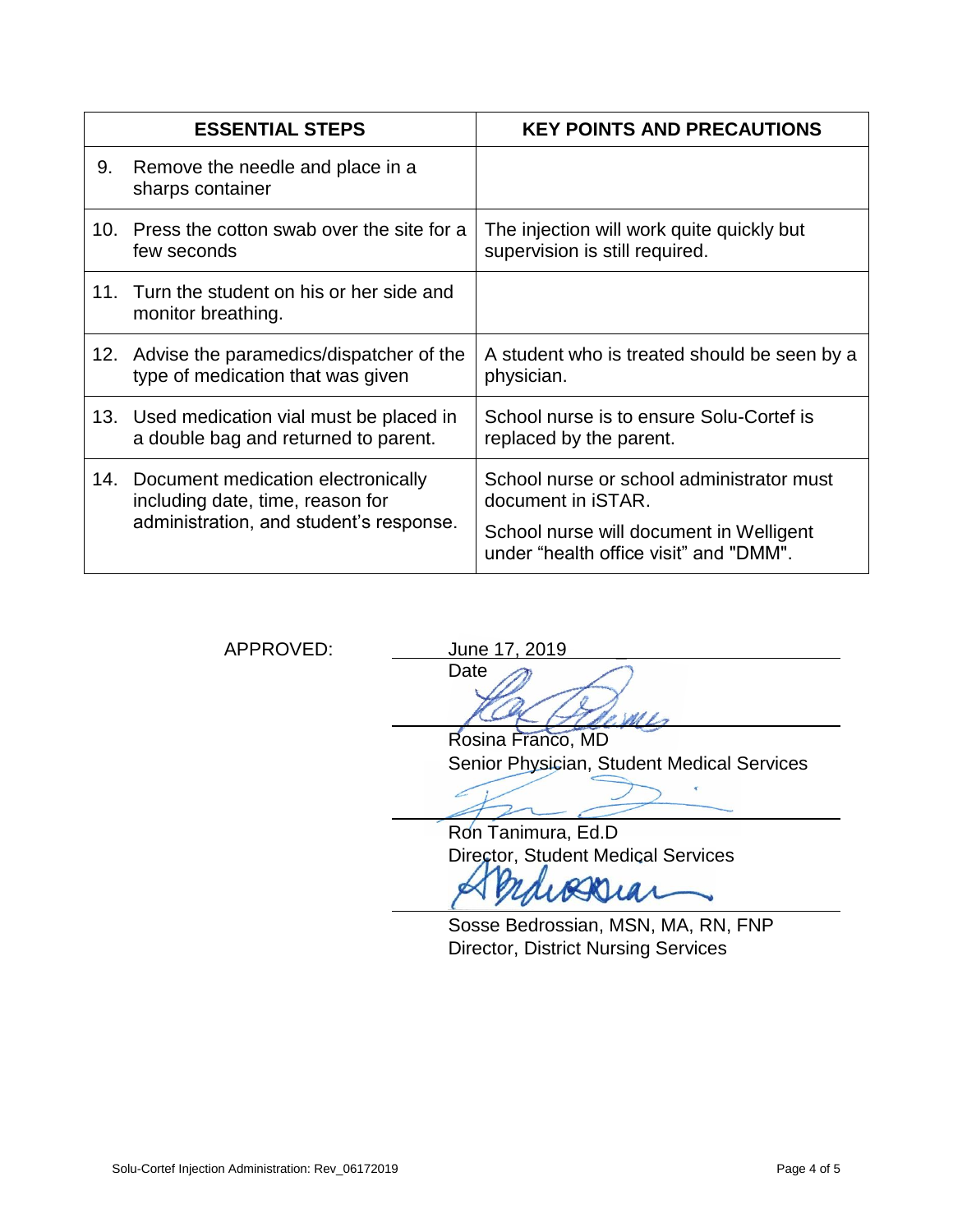| ESSENTIAL STEPS | KEY POINTS AND PRECAUTIONS |
|---|---|
| 9. Remove the needle and place in a sharps container | |
| 10. Press the cotton swab over the site for a few seconds | The injection will work quite quickly but supervision is still required. |
| 11. Turn the student on his or her side and monitor breathing. | |
| 12. Advise the paramedics/dispatcher of the type of medication that was given | A student who is treated should be seen by a physician. |
| 13. Used medication vial must be placed in a double bag and returned to parent. | School nurse is to ensure Solu-Cortef is replaced by the parent. |
| 14. Document medication electronically including date, time, reason for administration, and student's response. | School nurse or school administrator must document in iSTAR.<br><br>School nurse will document in Welligent under "health office visit" and "DMM". |

APPROVED: June 17, 2019
Date

Rosina Franco, MD
Senior Physician, Student Medical Services

Ron Tanimura, Ed.D
Director, Student Medical Services

Sosse Bedrossian, MSN, MA, RN, FNP
Director, District Nursing Services

Solu-Cortef Injection Administration: Rev_06172019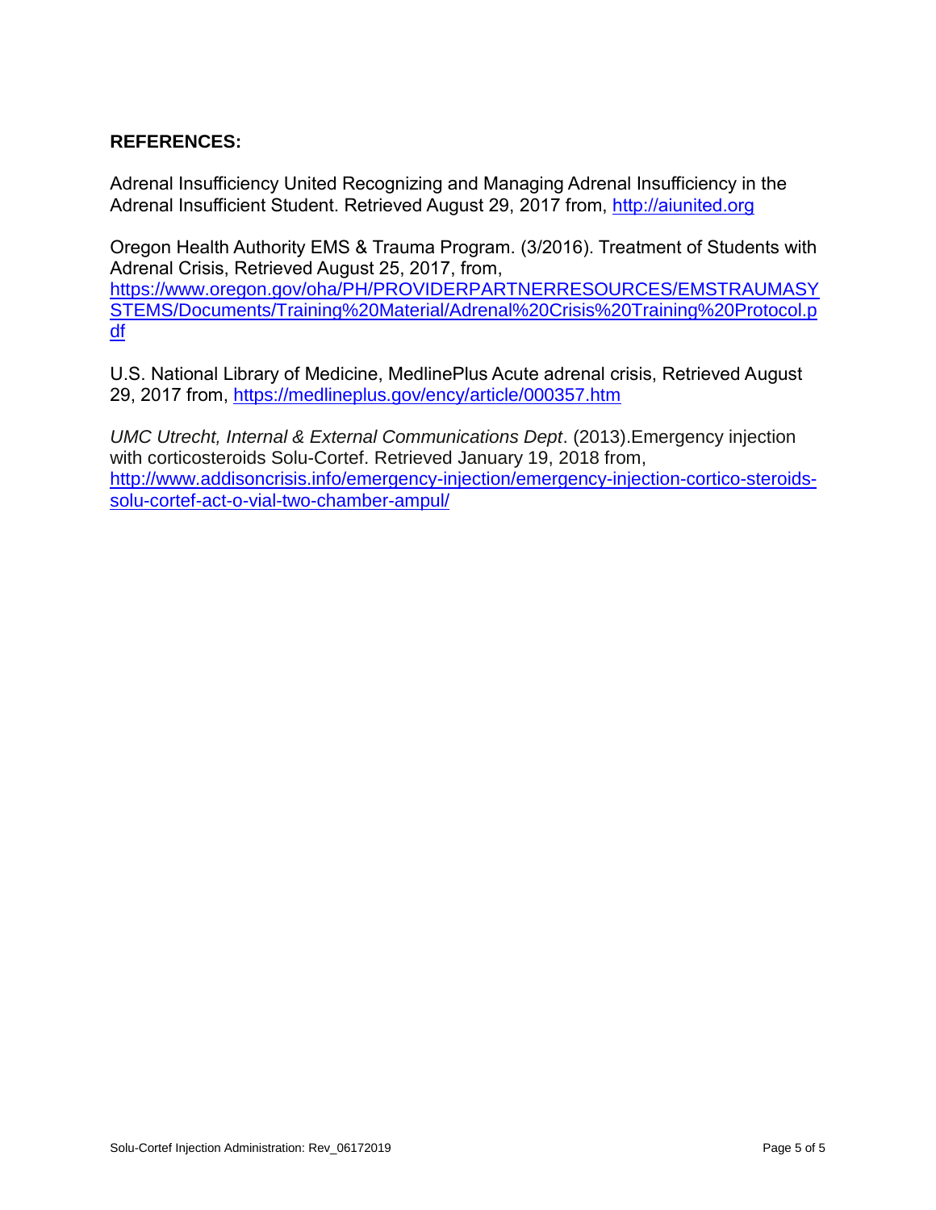## REFERENCES:

Adrenal Insufficiency United Recognizing and Managing Adrenal Insufficiency in the Adrenal Insufficient Student. Retrieved August 29, 2017 from, http://aiunited.org

Oregon Health Authority EMS & Trauma Program. (3/2016). Treatment of Students with Adrenal Crisis, Retrieved August 25, 2017, from, https://www.oregon.gov/oha/PH/PROVIDERPARTNERRESOURCES/EMSTRAUMASYSTEMS/Documents/Training%20Material/Adrenal%20Crisis%20Training%20Protocol.pdf

U.S. National Library of Medicine, MedlinePlus Acute adrenal crisis, Retrieved August 29, 2017 from, https://medlineplus.gov/ency/article/000357.htm

*UMC Utrecht, Internal & External Communications Dept*. (2013).Emergency injection with corticosteroids Solu-Cortef. Retrieved January 19, 2018 from, http://www.addisoncrisis.info/emergency-injection/emergency-injection-cortico-steroids-solu-cortef-act-o-vial-two-chamber-ampul/